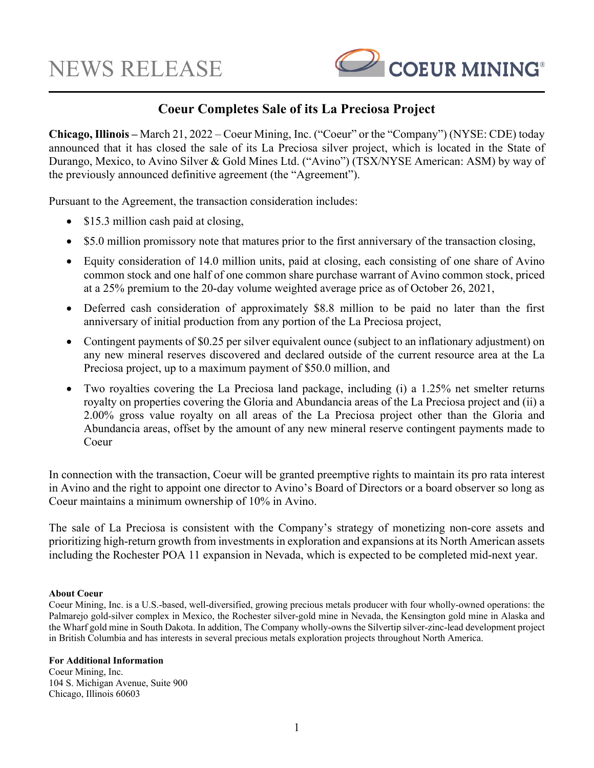NEWS RELEASE

COEUR MINING®

# Coeur Completes Sale of its La Preciosa Project

**Chicago, Illinois –** March 21, 2022 – Coeur Mining, Inc. ("Coeur" or the "Company") (NYSE: CDE) today announced that it has closed the sale of its La Preciosa silver project, which is located in the State of Durango, Mexico, to Avino Silver & Gold Mines Ltd. ("Avino") (TSX/NYSE American: ASM) by way of the previously announced definitive agreement (the "Agreement").

Pursuant to the Agreement, the transaction consideration includes:

- $15.3 million cash paid at closing,
- $5.0 million promissory note that matures prior to the first anniversary of the transaction closing,
- Equity consideration of 14.0 million units, paid at closing, each consisting of one share of Avino common stock and one half of one common share purchase warrant of Avino common stock, priced at a 25% premium to the 20-day volume weighted average price as of October 26, 2021,
- Deferred cash consideration of approximately $8.8 million to be paid no later than the first anniversary of initial production from any portion of the La Preciosa project,
- Contingent payments of $0.25 per silver equivalent ounce (subject to an inflationary adjustment) on any new mineral reserves discovered and declared outside of the current resource area at the La Preciosa project, up to a maximum payment of $50.0 million, and
- Two royalties covering the La Preciosa land package, including (i) a 1.25% net smelter returns royalty on properties covering the Gloria and Abundancia areas of the La Preciosa project and (ii) a 2.00% gross value royalty on all areas of the La Preciosa project other than the Gloria and Abundancia areas, offset by the amount of any new mineral reserve contingent payments made to Coeur

In connection with the transaction, Coeur will be granted preemptive rights to maintain its pro rata interest in Avino and the right to appoint one director to Avino's Board of Directors or a board observer so long as Coeur maintains a minimum ownership of 10% in Avino.

The sale of La Preciosa is consistent with the Company's strategy of monetizing non-core assets and prioritizing high-return growth from investments in exploration and expansions at its North American assets including the Rochester POA 11 expansion in Nevada, which is expected to be completed mid-next year.

**About Coeur**

Coeur Mining, Inc. is a U.S.-based, well-diversified, growing precious metals producer with four wholly-owned operations: the Palmarejo gold-silver complex in Mexico, the Rochester silver-gold mine in Nevada, the Kensington gold mine in Alaska and the Wharf gold mine in South Dakota. In addition, The Company wholly-owns the Silvertip silver-zinc-lead development project in British Columbia and has interests in several precious metals exploration projects throughout North America.

**For Additional Information**

Coeur Mining, Inc.
104 S. Michigan Avenue, Suite 900
Chicago, Illinois 60603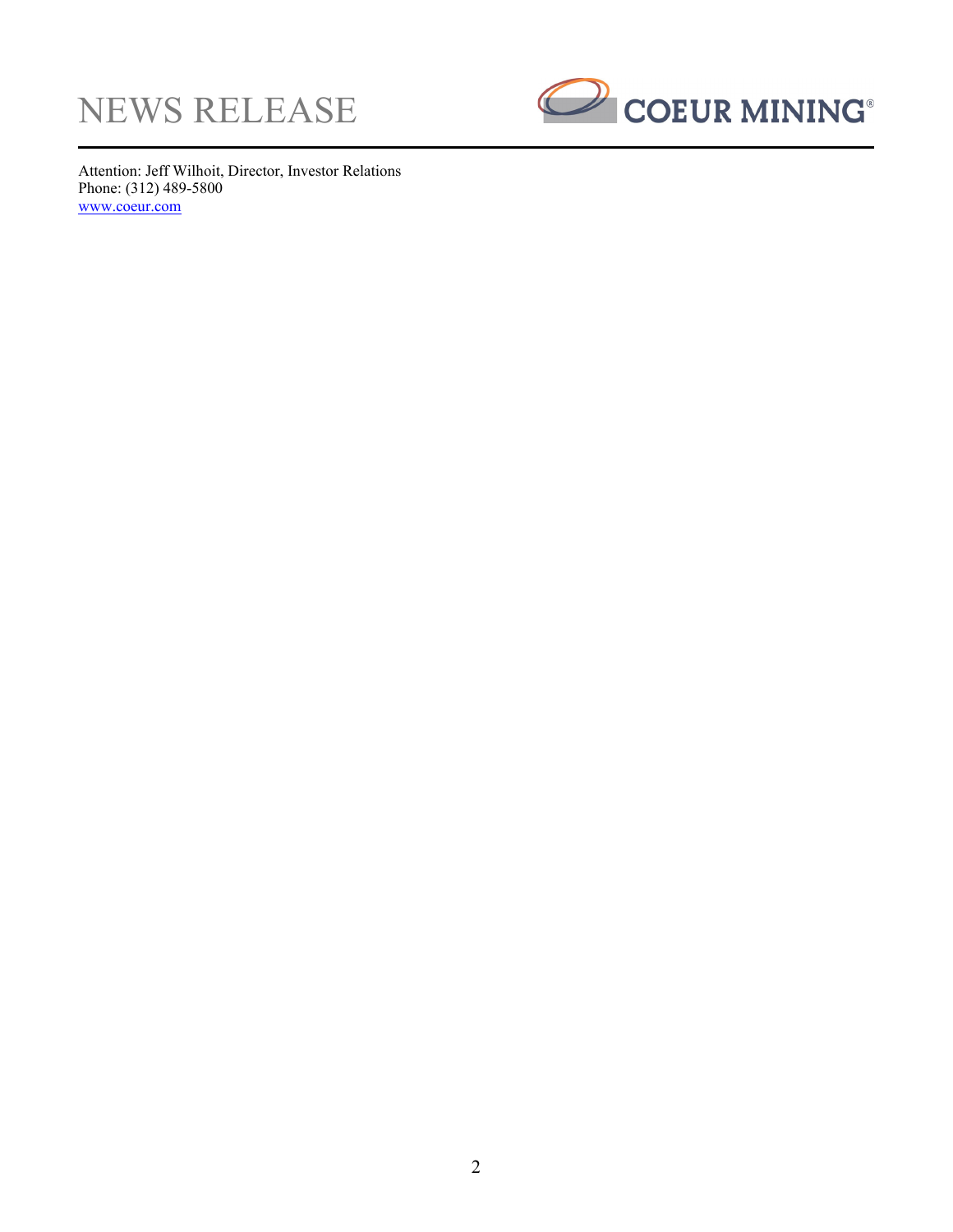# NEWS RELEASE

COEUR MINING®

Attention: Jeff Wilhoit, Director, Investor Relations
Phone: (312) 489-5800
www.coeur.com